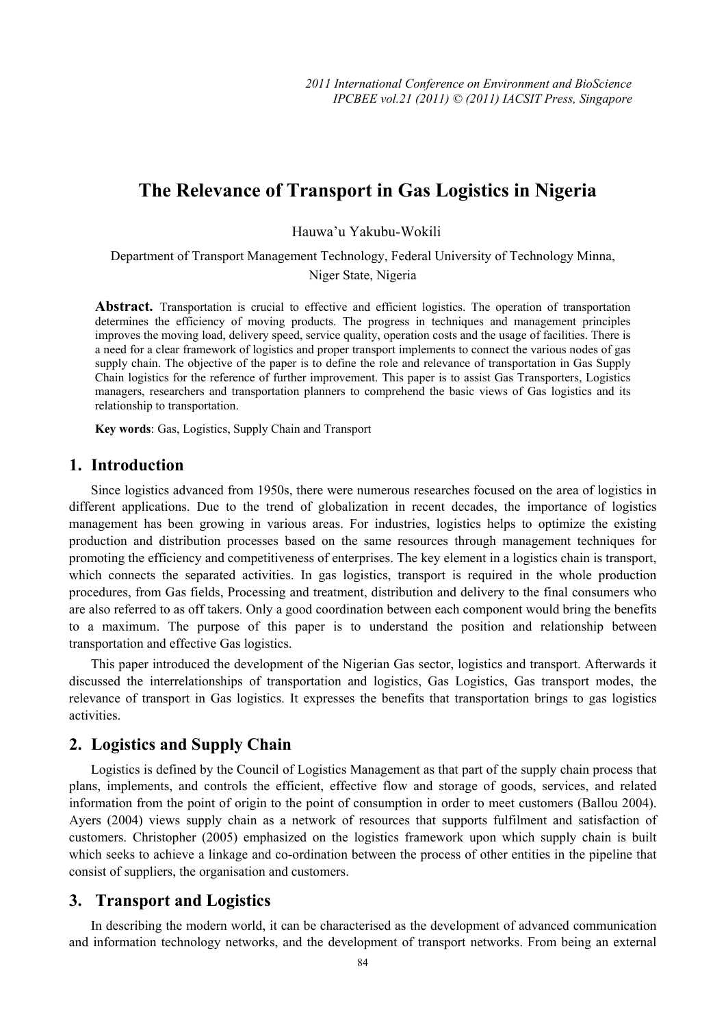# The Relevance of Transport in Gas Logistics in Nigeria

Hauwa'u Yakubu-Wokili

Department of Transport Management Technology, Federal University of Technology Minna, Niger State, Nigeria

**Abstract.** Transportation is crucial to effective and efficient logistics. The operation of transportation determines the efficiency of moving products. The progress in techniques and management principles improves the moving load, delivery speed, service quality, operation costs and the usage of facilities. There is a need for a clear framework of logistics and proper transport implements to connect the various nodes of gas supply chain. The objective of the paper is to define the role and relevance of transportation in Gas Supply Chain logistics for the reference of further improvement. This paper is to assist Gas Transporters, Logistics managers, researchers and transportation planners to comprehend the basic views of Gas logistics and its relationship to transportation.

**Key words**: Gas, Logistics, Supply Chain and Transport

## 1. Introduction

Since logistics advanced from 1950s, there were numerous researches focused on the area of logistics in different applications. Due to the trend of globalization in recent decades, the importance of logistics management has been growing in various areas. For industries, logistics helps to optimize the existing production and distribution processes based on the same resources through management techniques for promoting the efficiency and competitiveness of enterprises. The key element in a logistics chain is transport, which connects the separated activities. In gas logistics, transport is required in the whole production procedures, from Gas fields, Processing and treatment, distribution and delivery to the final consumers who are also referred to as off takers. Only a good coordination between each component would bring the benefits to a maximum. The purpose of this paper is to understand the position and relationship between transportation and effective Gas logistics.

This paper introduced the development of the Nigerian Gas sector, logistics and transport. Afterwards it discussed the interrelationships of transportation and logistics, Gas Logistics, Gas transport modes, the relevance of transport in Gas logistics. It expresses the benefits that transportation brings to gas logistics activities.

## 2. Logistics and Supply Chain

Logistics is defined by the Council of Logistics Management as that part of the supply chain process that plans, implements, and controls the efficient, effective flow and storage of goods, services, and related information from the point of origin to the point of consumption in order to meet customers (Ballou 2004). Ayers (2004) views supply chain as a network of resources that supports fulfilment and satisfaction of customers. Christopher (2005) emphasized on the logistics framework upon which supply chain is built which seeks to achieve a linkage and co-ordination between the process of other entities in the pipeline that consist of suppliers, the organisation and customers.

## 3. Transport and Logistics

In describing the modern world, it can be characterised as the development of advanced communication and information technology networks, and the development of transport networks. From being an external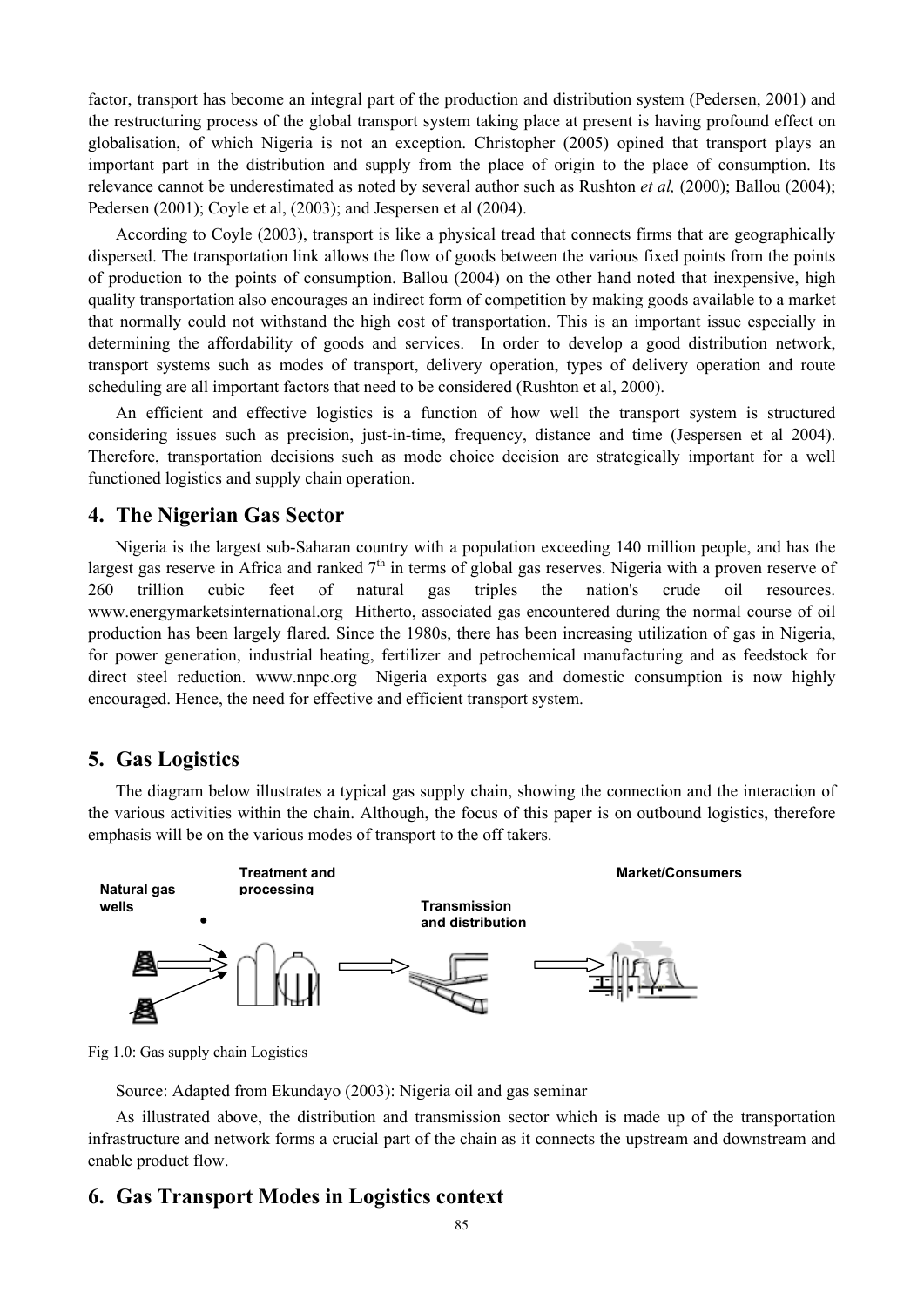factor, transport has become an integral part of the production and distribution system (Pedersen, 2001) and the restructuring process of the global transport system taking place at present is having profound effect on globalisation, of which Nigeria is not an exception. Christopher (2005) opined that transport plays an important part in the distribution and supply from the place of origin to the place of consumption. Its relevance cannot be underestimated as noted by several author such as Rushton *et al,* (2000); Ballou (2004); Pedersen (2001); Coyle et al, (2003); and Jespersen et al (2004).

According to Coyle (2003), transport is like a physical tread that connects firms that are geographically dispersed. The transportation link allows the flow of goods between the various fixed points from the points of production to the points of consumption. Ballou (2004) on the other hand noted that inexpensive, high quality transportation also encourages an indirect form of competition by making goods available to a market that normally could not withstand the high cost of transportation. This is an important issue especially in determining the affordability of goods and services. In order to develop a good distribution network, transport systems such as modes of transport, delivery operation, types of delivery operation and route scheduling are all important factors that need to be considered (Rushton et al, 2000).

An efficient and effective logistics is a function of how well the transport system is structured considering issues such as precision, just-in-time, frequency, distance and time (Jespersen et al 2004). Therefore, transportation decisions such as mode choice decision are strategically important for a well functioned logistics and supply chain operation.

## 4. The Nigerian Gas Sector

Nigeria is the largest sub-Saharan country with a population exceeding 140 million people, and has the largest gas reserve in Africa and ranked 7th in terms of global gas reserves. Nigeria with a proven reserve of 260 trillion cubic feet of natural gas triples the nation's crude oil resources. www.energymarketsinternational.org Hitherto, associated gas encountered during the normal course of oil production has been largely flared. Since the 1980s, there has been increasing utilization of gas in Nigeria, for power generation, industrial heating, fertilizer and petrochemical manufacturing and as feedstock for direct steel reduction. www.nnpc.org Nigeria exports gas and domestic consumption is now highly encouraged. Hence, the need for effective and efficient transport system.

## 5. Gas Logistics

The diagram below illustrates a typical gas supply chain, showing the connection and the interaction of the various activities within the chain. Although, the focus of this paper is on outbound logistics, therefore emphasis will be on the various modes of transport to the off takers.

Natural gas wells → Treatment and processing → Transmission and distribution → Market/Consumers

Fig 1.0: Gas supply chain Logistics

Source: Adapted from Ekundayo (2003): Nigeria oil and gas seminar

As illustrated above, the distribution and transmission sector which is made up of the transportation infrastructure and network forms a crucial part of the chain as it connects the upstream and downstream and enable product flow.

## 6. Gas Transport Modes in Logistics context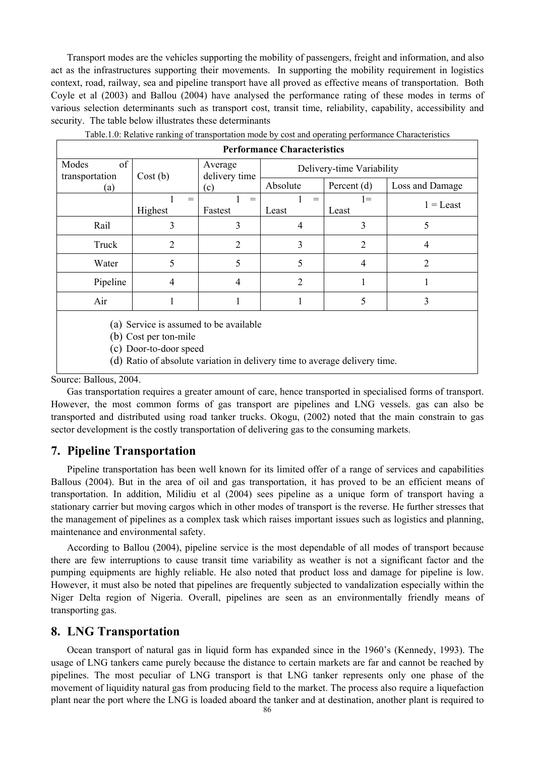Transport modes are the vehicles supporting the mobility of passengers, freight and information, and also act as the infrastructures supporting their movements. In supporting the mobility requirement in logistics context, road, railway, sea and pipeline transport have all proved as effective means of transportation. Both Coyle et al (2003) and Ballou (2004) have analysed the performance rating of these modes in terms of various selection determinants such as transport cost, transit time, reliability, capability, accessibility and security. The table below illustrates these determinants

Table.1.0: Relative ranking of transportation mode by cost and operating performance Characteristics

| Performance Characteristics | | | | | |
|---|---|---|---|---|---|
| Modes of transportation (a) | Cost (b) | Average delivery time (c) | Delivery-time Variability | | |
| | | | Absolute | Percent (d) | Loss and Damage |
| | 1 = Highest | 1 = Fastest | 1 = Least | 1= Least | 1 = Least |
| Rail | 3 | 3 | 4 | 3 | 5 |
| Truck | 2 | 2 | 3 | 2 | 4 |
| Water | 5 | 5 | 5 | 4 | 2 |
| Pipeline | 4 | 4 | 2 | 1 | 1 |
| Air | 1 | 1 | 1 | 5 | 3 |

(a) Service is assumed to be available
(b) Cost per ton-mile
(c) Door-to-door speed
(d) Ratio of absolute variation in delivery time to average delivery time.

Source: Ballous, 2004.

Gas transportation requires a greater amount of care, hence transported in specialised forms of transport. However, the most common forms of gas transport are pipelines and LNG vessels. gas can also be transported and distributed using road tanker trucks. Okogu, (2002) noted that the main constrain to gas sector development is the costly transportation of delivering gas to the consuming markets.

## 7. Pipeline Transportation

Pipeline transportation has been well known for its limited offer of a range of services and capabilities Ballous (2004). But in the area of oil and gas transportation, it has proved to be an efficient means of transportation. In addition, Milidiu et al (2004) sees pipeline as a unique form of transport having a stationary carrier but moving cargos which in other modes of transport is the reverse. He further stresses that the management of pipelines as a complex task which raises important issues such as logistics and planning, maintenance and environmental safety.

According to Ballou (2004), pipeline service is the most dependable of all modes of transport because there are few interruptions to cause transit time variability as weather is not a significant factor and the pumping equipments are highly reliable. He also noted that product loss and damage for pipeline is low. However, it must also be noted that pipelines are frequently subjected to vandalization especially within the Niger Delta region of Nigeria. Overall, pipelines are seen as an environmentally friendly means of transporting gas.

## 8. LNG Transportation

Ocean transport of natural gas in liquid form has expanded since in the 1960's (Kennedy, 1993). The usage of LNG tankers came purely because the distance to certain markets are far and cannot be reached by pipelines. The most peculiar of LNG transport is that LNG tanker represents only one phase of the movement of liquidity natural gas from producing field to the market. The process also require a liquefaction plant near the port where the LNG is loaded aboard the tanker and at destination, another plant is required to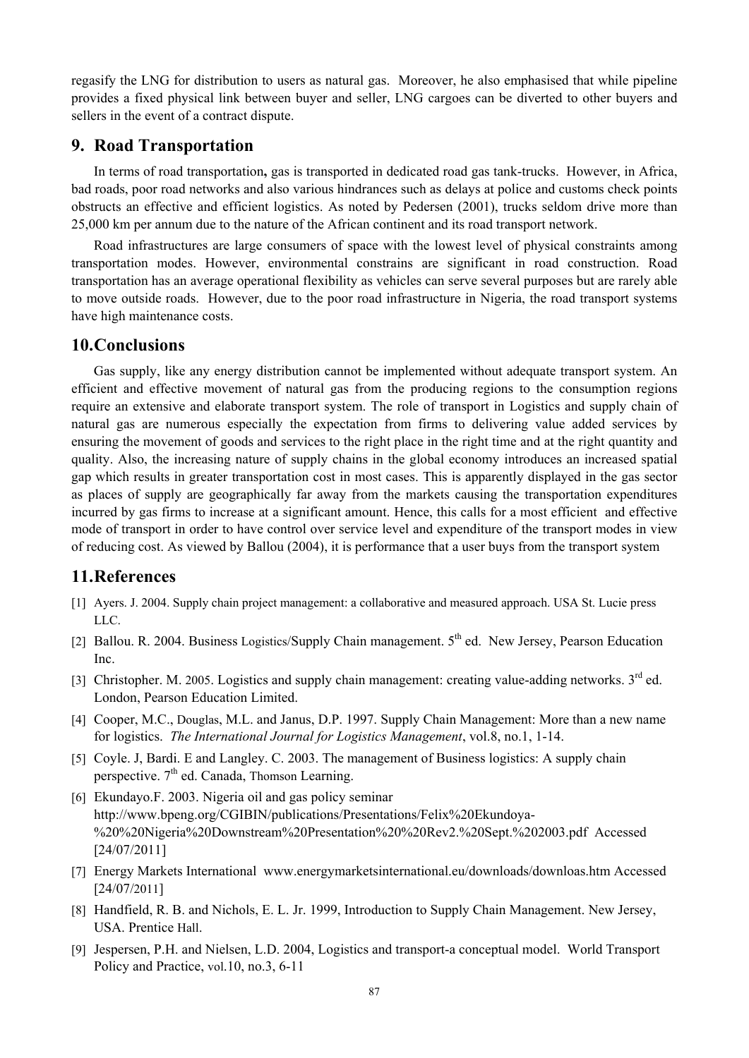regasify the LNG for distribution to users as natural gas. Moreover, he also emphasised that while pipeline provides a fixed physical link between buyer and seller, LNG cargoes can be diverted to other buyers and sellers in the event of a contract dispute.

## 9. Road Transportation

In terms of road transportation**,** gas is transported in dedicated road gas tank-trucks. However, in Africa, bad roads, poor road networks and also various hindrances such as delays at police and customs check points obstructs an effective and efficient logistics. As noted by Pedersen (2001), trucks seldom drive more than 25,000 km per annum due to the nature of the African continent and its road transport network.

Road infrastructures are large consumers of space with the lowest level of physical constraints among transportation modes. However, environmental constrains are significant in road construction. Road transportation has an average operational flexibility as vehicles can serve several purposes but are rarely able to move outside roads. However, due to the poor road infrastructure in Nigeria, the road transport systems have high maintenance costs.

## 10.Conclusions

Gas supply, like any energy distribution cannot be implemented without adequate transport system. An efficient and effective movement of natural gas from the producing regions to the consumption regions require an extensive and elaborate transport system. The role of transport in Logistics and supply chain of natural gas are numerous especially the expectation from firms to delivering value added services by ensuring the movement of goods and services to the right place in the right time and at the right quantity and quality. Also, the increasing nature of supply chains in the global economy introduces an increased spatial gap which results in greater transportation cost in most cases. This is apparently displayed in the gas sector as places of supply are geographically far away from the markets causing the transportation expenditures incurred by gas firms to increase at a significant amount. Hence, this calls for a most efficient and effective mode of transport in order to have control over service level and expenditure of the transport modes in view of reducing cost. As viewed by Ballou (2004), it is performance that a user buys from the transport system

## 11.References

[1] Ayers. J. 2004. Supply chain project management: a collaborative and measured approach. USA St. Lucie press LLC.

[2] Ballou. R. 2004. Business Logistics/Supply Chain management. 5th ed. New Jersey, Pearson Education Inc.

[3] Christopher. M. 2005. Logistics and supply chain management: creating value-adding networks. 3rd ed. London, Pearson Education Limited.

[4] Cooper, M.C., Douglas, M.L. and Janus, D.P. 1997. Supply Chain Management: More than a new name for logistics. *The International Journal for Logistics Management*, vol.8, no.1, 1-14.

[5] Coyle. J, Bardi. E and Langley. C. 2003. The management of Business logistics: A supply chain perspective. 7th ed. Canada, Thomson Learning.

[6] Ekundayo.F. 2003. Nigeria oil and gas policy seminar http://www.bpeng.org/CGIBIN/publications/Presentations/Felix%20Ekundoya-%20%20Nigeria%20Downstream%20Presentation%20%20Rev2.%20Sept.%202003.pdf Accessed [24/07/2011]

[7] Energy Markets International www.energymarketsinternational.eu/downloads/downloas.htm Accessed [24/07/2011]

[8] Handfield, R. B. and Nichols, E. L. Jr. 1999, Introduction to Supply Chain Management. New Jersey, USA. Prentice Hall.

[9] Jespersen, P.H. and Nielsen, L.D. 2004, Logistics and transport-a conceptual model. World Transport Policy and Practice, vol.10, no.3, 6-11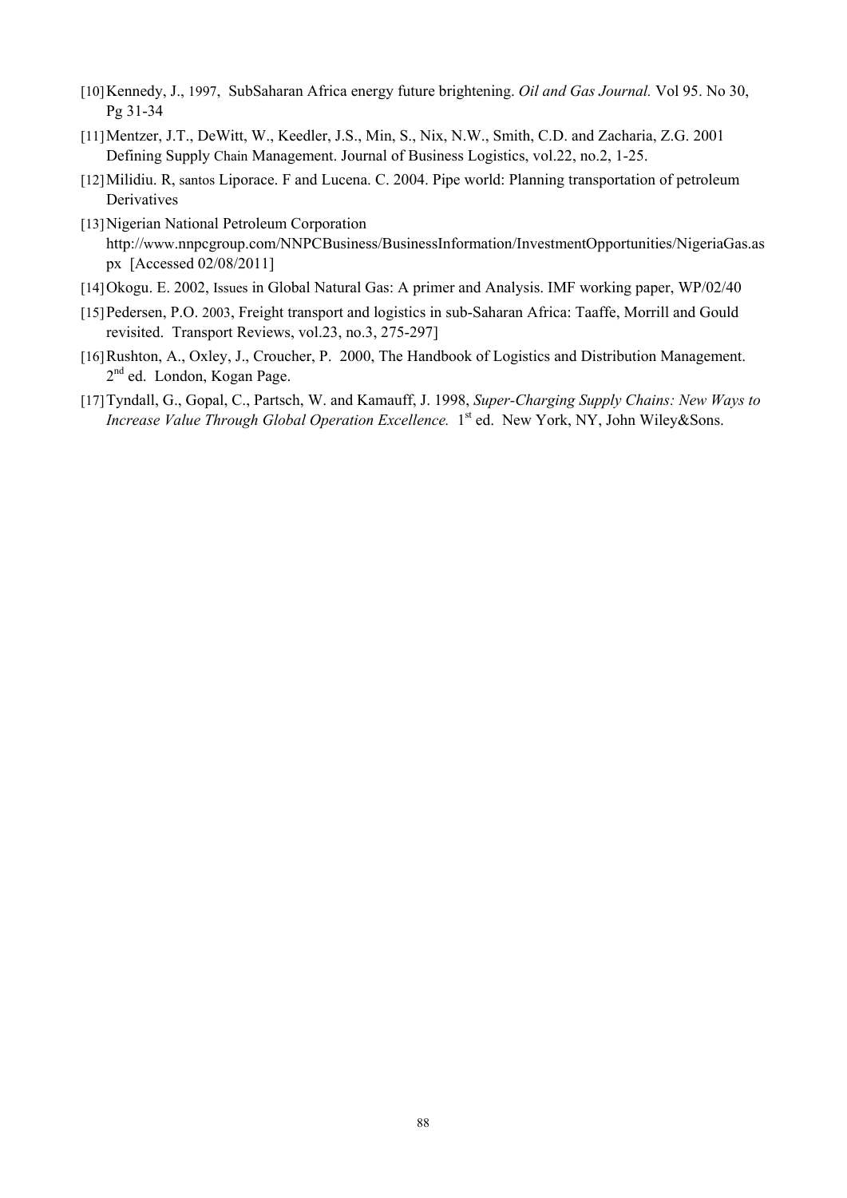[10] Kennedy, J., 1997, SubSaharan Africa energy future brightening. *Oil and Gas Journal.* Vol 95. No 30, Pg 31-34

[11] Mentzer, J.T., DeWitt, W., Keedler, J.S., Min, S., Nix, N.W., Smith, C.D. and Zacharia, Z.G. 2001 Defining Supply Chain Management. Journal of Business Logistics, vol.22, no.2, 1-25.

[12] Milidiu. R, santos Liporace. F and Lucena. C. 2004. Pipe world: Planning transportation of petroleum Derivatives

[13] Nigerian National Petroleum Corporation http://www.nnpcgroup.com/NNPCBusiness/BusinessInformation/InvestmentOpportunities/NigeriaGas.aspx [Accessed 02/08/2011]

[14] Okogu. E. 2002, Issues in Global Natural Gas: A primer and Analysis. IMF working paper, WP/02/40

[15] Pedersen, P.O. 2003, Freight transport and logistics in sub-Saharan Africa: Taaffe, Morrill and Gould revisited. Transport Reviews, vol.23, no.3, 275-297]

[16] Rushton, A., Oxley, J., Croucher, P. 2000, The Handbook of Logistics and Distribution Management. 2nd ed. London, Kogan Page.

[17] Tyndall, G., Gopal, C., Partsch, W. and Kamauff, J. 1998, *Super-Charging Supply Chains: New Ways to Increase Value Through Global Operation Excellence.* 1st ed. New York, NY, John Wiley&Sons.